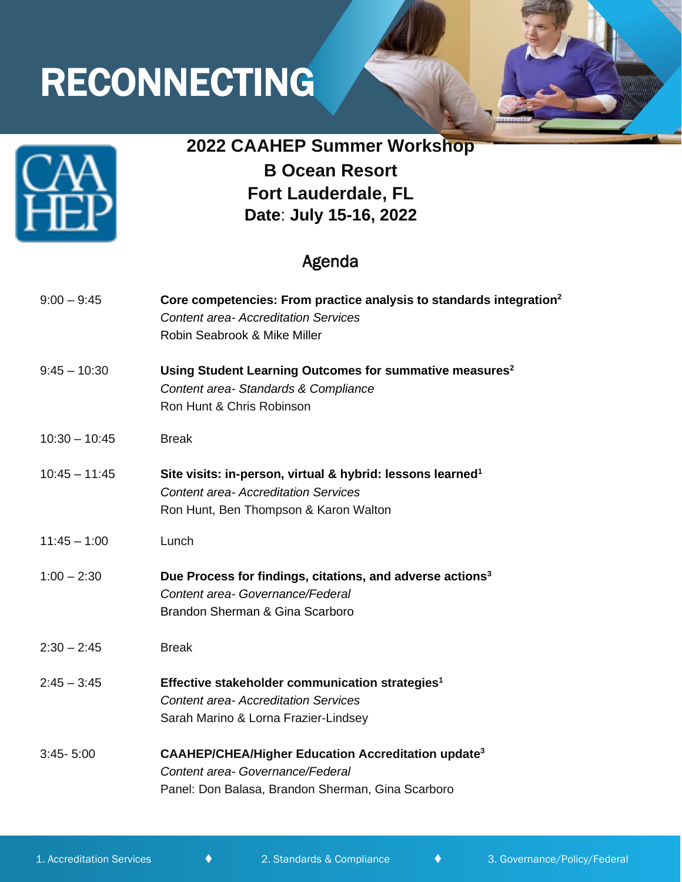# RECONNECTING

**2022 CAAHEP Summer Workshop**
**B Ocean Resort**
**Fort Lauderdale, FL**
**Date: July 15-16, 2022**

## Agenda

9:00 – 9:45
**Core competencies: From practice analysis to standards integration[2]**
*Content area- Accreditation Services*
Robin Seabrook & Mike Miller

9:45 – 10:30
**Using Student Learning Outcomes for summative measures[2]**
*Content area- Standards & Compliance*
Ron Hunt & Chris Robinson

10:30 – 10:45
Break

10:45 – 11:45
**Site visits: in-person, virtual & hybrid: lessons learned[1]**
*Content area- Accreditation Services*
Ron Hunt, Ben Thompson & Karon Walton

11:45 – 1:00
Lunch

1:00 – 2:30
**Due Process for findings, citations, and adverse actions[3]**
*Content area- Governance/Federal*
Brandon Sherman & Gina Scarboro

2:30 – 2:45
Break

2:45 – 3:45
**Effective stakeholder communication strategies[1]**
*Content area- Accreditation Services*
Sarah Marino & Lorna Frazier-Lindsey

3:45- 5:00
**CAAHEP/CHEA/Higher Education Accreditation update[3]**
*Content area- Governance/Federal*
Panel: Don Balasa, Brandon Sherman, Gina Scarboro

1. Accreditation Services ♦ 2. Standards & Compliance ♦ 3. Governance/Policy/Federal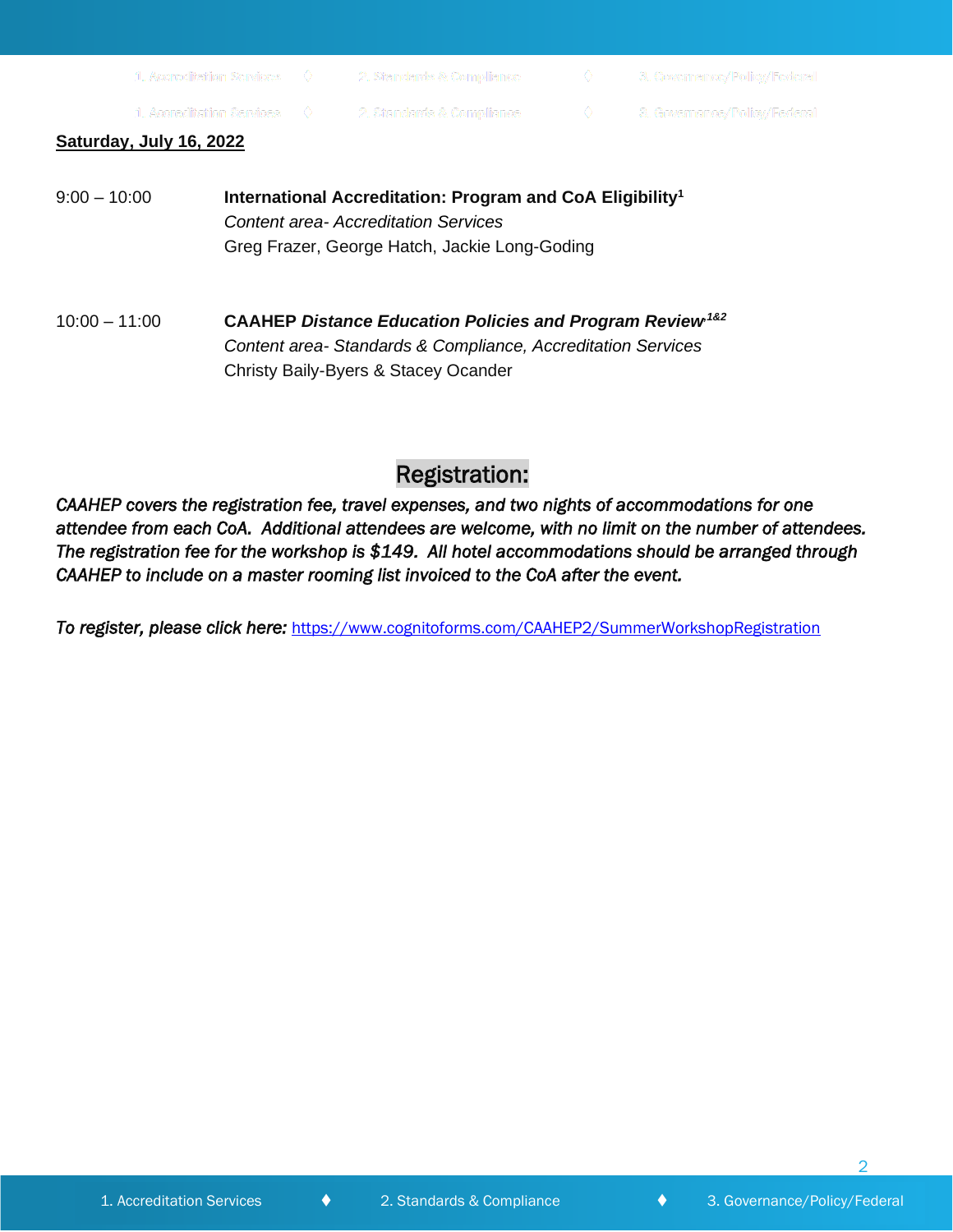**Saturday, July 16, 2022**

9:00 – 10:00 **International Accreditation: Program and CoA Eligibility**[1]
*Content area- Accreditation Services*
Greg Frazer, George Hatch, Jackie Long-Goding

10:00 – 11:00 **CAAHEP *Distance Education Policies and Program Review***[1&2]
*Content area- Standards & Compliance, Accreditation Services*
Christy Baily-Byers & Stacey Ocander

## Registration:

***CAAHEP covers the registration fee, travel expenses, and two nights of accommodations for one attendee from each CoA. Additional attendees are welcome, with no limit on the number of attendees. The registration fee for the workshop is $149. All hotel accommodations should be arranged through CAAHEP to include on a master rooming list invoiced to the CoA after the event.***

***To register, please click here:*** https://www.cognitoforms.com/CAAHEP2/SummerWorkshopRegistration